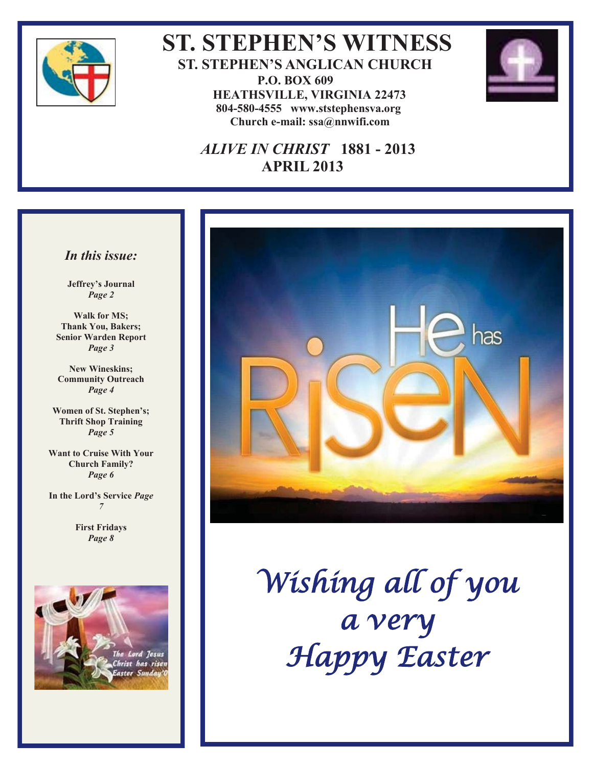# ST. STEPHEN'S WITNESS

**ST. STEPHEN'S ANGLICAN CHURCH**

**P.O. BOX 609**

**HEATHSVILLE, VIRGINIA 22473**

**804-580-4555 www.ststephensva.org**

**Church e-mail: ssa@nnwifi.com**

***ALIVE IN CHRIST*** **1881 - 2013**

**APRIL 2013**

### *In this issue:*

**Jeffrey's Journal** *Page 2*

**Walk for MS; Thank You, Bakers; Senior Warden Report** *Page 3*

**New Wineskins; Community Outreach** *Page 4*

**Women of St. Stephen's; Thrift Shop Training** *Page 5*

**Want to Cruise With Your Church Family?** *Page 6*

**In the Lord's Service** *Page 7*

**First Fridays** *Page 8*

*Wishing all of you a very Happy Easter*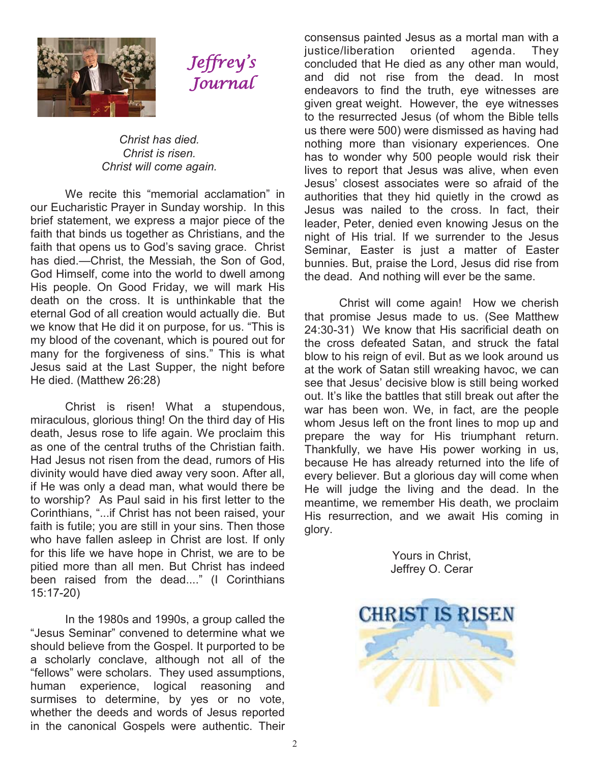# Jeffrey's Journal

*Christ has died.*
*Christ is risen.*
*Christ will come again.*

We recite this "memorial acclamation" in our Eucharistic Prayer in Sunday worship. In this brief statement, we express a major piece of the faith that binds us together as Christians, and the faith that opens us to God's saving grace. Christ has died.—Christ, the Messiah, the Son of God, God Himself, come into the world to dwell among His people. On Good Friday, we will mark His death on the cross. It is unthinkable that the eternal God of all creation would actually die. But we know that He did it on purpose, for us. "This is my blood of the covenant, which is poured out for many for the forgiveness of sins." This is what Jesus said at the Last Supper, the night before He died. (Matthew 26:28)

Christ is risen! What a stupendous, miraculous, glorious thing! On the third day of His death, Jesus rose to life again. We proclaim this as one of the central truths of the Christian faith. Had Jesus not risen from the dead, rumors of His divinity would have died away very soon. After all, if He was only a dead man, what would there be to worship? As Paul said in his first letter to the Corinthians, "...if Christ has not been raised, your faith is futile; you are still in your sins. Then those who have fallen asleep in Christ are lost. If only for this life we have hope in Christ, we are to be pitied more than all men. But Christ has indeed been raised from the dead...." (I Corinthians 15:17-20)

In the 1980s and 1990s, a group called the "Jesus Seminar" convened to determine what we should believe from the Gospel. It purported to be a scholarly conclave, although not all of the "fellows" were scholars. They used assumptions, human experience, logical reasoning and surmises to determine, by yes or no vote, whether the deeds and words of Jesus reported in the canonical Gospels were authentic. Their consensus painted Jesus as a mortal man with a justice/liberation oriented agenda. They concluded that He died as any other man would, and did not rise from the dead. In most endeavors to find the truth, eye witnesses are given great weight. However, the eye witnesses to the resurrected Jesus (of whom the Bible tells us there were 500) were dismissed as having had nothing more than visionary experiences. One has to wonder why 500 people would risk their lives to report that Jesus was alive, when even Jesus' closest associates were so afraid of the authorities that they hid quietly in the crowd as Jesus was nailed to the cross. In fact, their leader, Peter, denied even knowing Jesus on the night of His trial. If we surrender to the Jesus Seminar, Easter is just a matter of Easter bunnies. But, praise the Lord, Jesus did rise from the dead. And nothing will ever be the same.

Christ will come again! How we cherish that promise Jesus made to us. (See Matthew 24:30-31) We know that His sacrificial death on the cross defeated Satan, and struck the fatal blow to his reign of evil. But as we look around us at the work of Satan still wreaking havoc, we can see that Jesus' decisive blow is still being worked out. It's like the battles that still break out after the war has been won. We, in fact, are the people whom Jesus left on the front lines to mop up and prepare the way for His triumphant return. Thankfully, we have His power working in us, because He has already returned into the life of every believer. But a glorious day will come when He will judge the living and the dead. In the meantime, we remember His death, we proclaim His resurrection, and we await His coming in glory.

Yours in Christ,
Jeffrey O. Cerar

CHRIST IS RISEN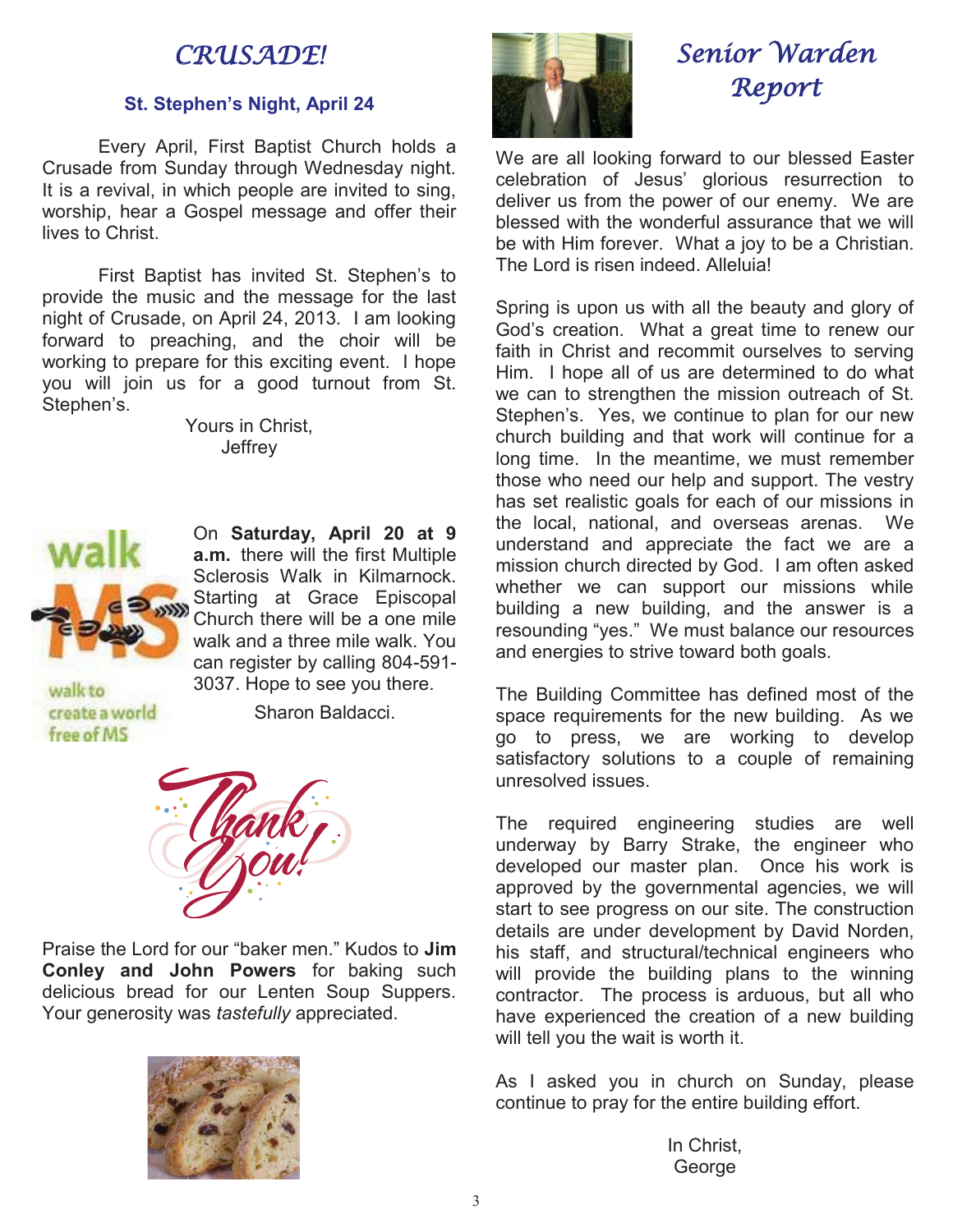# *CRUSADE!*

**St. Stephen's Night, April 24**

Every April, First Baptist Church holds a Crusade from Sunday through Wednesday night. It is a revival, in which people are invited to sing, worship, hear a Gospel message and offer their lives to Christ.

First Baptist has invited St. Stephen's to provide the music and the message for the last night of Crusade, on April 24, 2013. I am looking forward to preaching, and the choir will be working to prepare for this exciting event. I hope you will join us for a good turnout from St. Stephen's.

Yours in Christ,
Jeffrey

On **Saturday, April 20 at 9 a.m.** there will the first Multiple Sclerosis Walk in Kilmarnock. Starting at Grace Episcopal Church there will be a one mile walk and a three mile walk. You can register by calling 804-591-3037. Hope to see you there.

Sharon Baldacci.

Praise the Lord for our "baker men." Kudos to **Jim Conley and John Powers** for baking such delicious bread for our Lenten Soup Suppers. Your generosity was *tastefully* appreciated.

# *Senior Warden Report*

We are all looking forward to our blessed Easter celebration of Jesus' glorious resurrection to deliver us from the power of our enemy. We are blessed with the wonderful assurance that we will be with Him forever. What a joy to be a Christian. The Lord is risen indeed. Alleluia!

Spring is upon us with all the beauty and glory of God's creation. What a great time to renew our faith in Christ and recommit ourselves to serving Him. I hope all of us are determined to do what we can to strengthen the mission outreach of St. Stephen's. Yes, we continue to plan for our new church building and that work will continue for a long time. In the meantime, we must remember those who need our help and support. The vestry has set realistic goals for each of our missions in the local, national, and overseas arenas. We understand and appreciate the fact we are a mission church directed by God. I am often asked whether we can support our missions while building a new building, and the answer is a resounding "yes." We must balance our resources and energies to strive toward both goals.

The Building Committee has defined most of the space requirements for the new building. As we go to press, we are working to develop satisfactory solutions to a couple of remaining unresolved issues.

The required engineering studies are well underway by Barry Strake, the engineer who developed our master plan. Once his work is approved by the governmental agencies, we will start to see progress on our site. The construction details are under development by David Norden, his staff, and structural/technical engineers who will provide the building plans to the winning contractor. The process is arduous, but all who have experienced the creation of a new building will tell you the wait is worth it.

As I asked you in church on Sunday, please continue to pray for the entire building effort.

In Christ,
George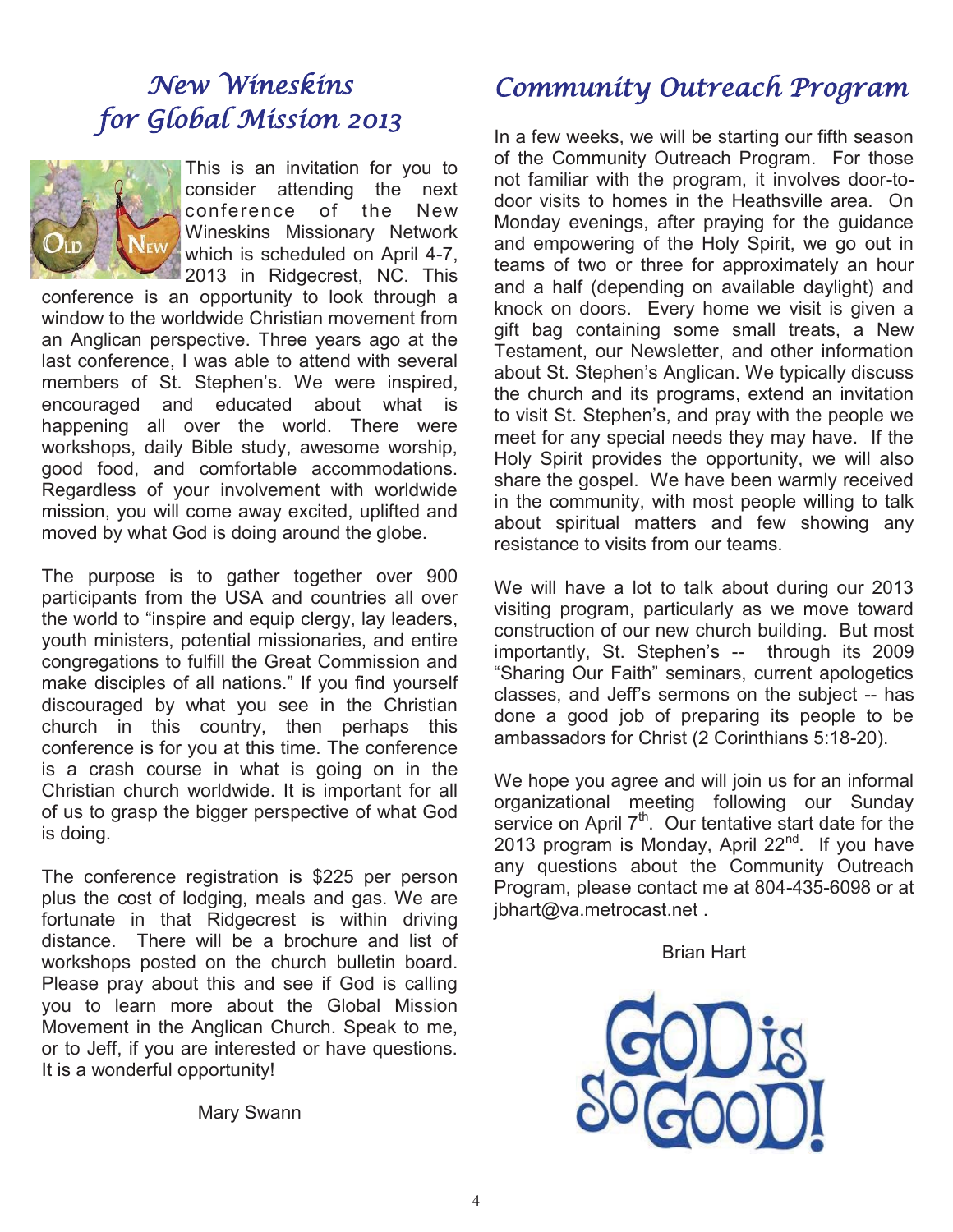## New Wineskins for Global Mission 2013

This is an invitation for you to consider attending the next conference of the New Wineskins Missionary Network which is scheduled on April 4-7, 2013 in Ridgecrest, NC. This conference is an opportunity to look through a window to the worldwide Christian movement from an Anglican perspective. Three years ago at the last conference, I was able to attend with several members of St. Stephen's. We were inspired, encouraged and educated about what is happening all over the world. There were workshops, daily Bible study, awesome worship, good food, and comfortable accommodations. Regardless of your involvement with worldwide mission, you will come away excited, uplifted and moved by what God is doing around the globe.

The purpose is to gather together over 900 participants from the USA and countries all over the world to "inspire and equip clergy, lay leaders, youth ministers, potential missionaries, and entire congregations to fulfill the Great Commission and make disciples of all nations." If you find yourself discouraged by what you see in the Christian church in this country, then perhaps this conference is for you at this time. The conference is a crash course in what is going on in the Christian church worldwide. It is important for all of us to grasp the bigger perspective of what God is doing.

The conference registration is $225 per person plus the cost of lodging, meals and gas. We are fortunate in that Ridgecrest is within driving distance. There will be a brochure and list of workshops posted on the church bulletin board. Please pray about this and see if God is calling you to learn more about the Global Mission Movement in the Anglican Church. Speak to me, or to Jeff, if you are interested or have questions. It is a wonderful opportunity!

Mary Swann

## Community Outreach Program

In a few weeks, we will be starting our fifth season of the Community Outreach Program. For those not familiar with the program, it involves door-to-door visits to homes in the Heathsville area. On Monday evenings, after praying for the guidance and empowering of the Holy Spirit, we go out in teams of two or three for approximately an hour and a half (depending on available daylight) and knock on doors. Every home we visit is given a gift bag containing some small treats, a New Testament, our Newsletter, and other information about St. Stephen's Anglican. We typically discuss the church and its programs, extend an invitation to visit St. Stephen's, and pray with the people we meet for any special needs they may have. If the Holy Spirit provides the opportunity, we will also share the gospel. We have been warmly received in the community, with most people willing to talk about spiritual matters and few showing any resistance to visits from our teams.

We will have a lot to talk about during our 2013 visiting program, particularly as we move toward construction of our new church building. But most importantly, St. Stephen's -- through its 2009 "Sharing Our Faith" seminars, current apologetics classes, and Jeff's sermons on the subject -- has done a good job of preparing its people to be ambassadors for Christ (2 Corinthians 5:18-20).

We hope you agree and will join us for an informal organizational meeting following our Sunday service on April 7th. Our tentative start date for the 2013 program is Monday, April 22nd. If you have any questions about the Community Outreach Program, please contact me at 804-435-6098 or at jbhart@va.metrocast.net .

Brian Hart

GOD is SO GOOD!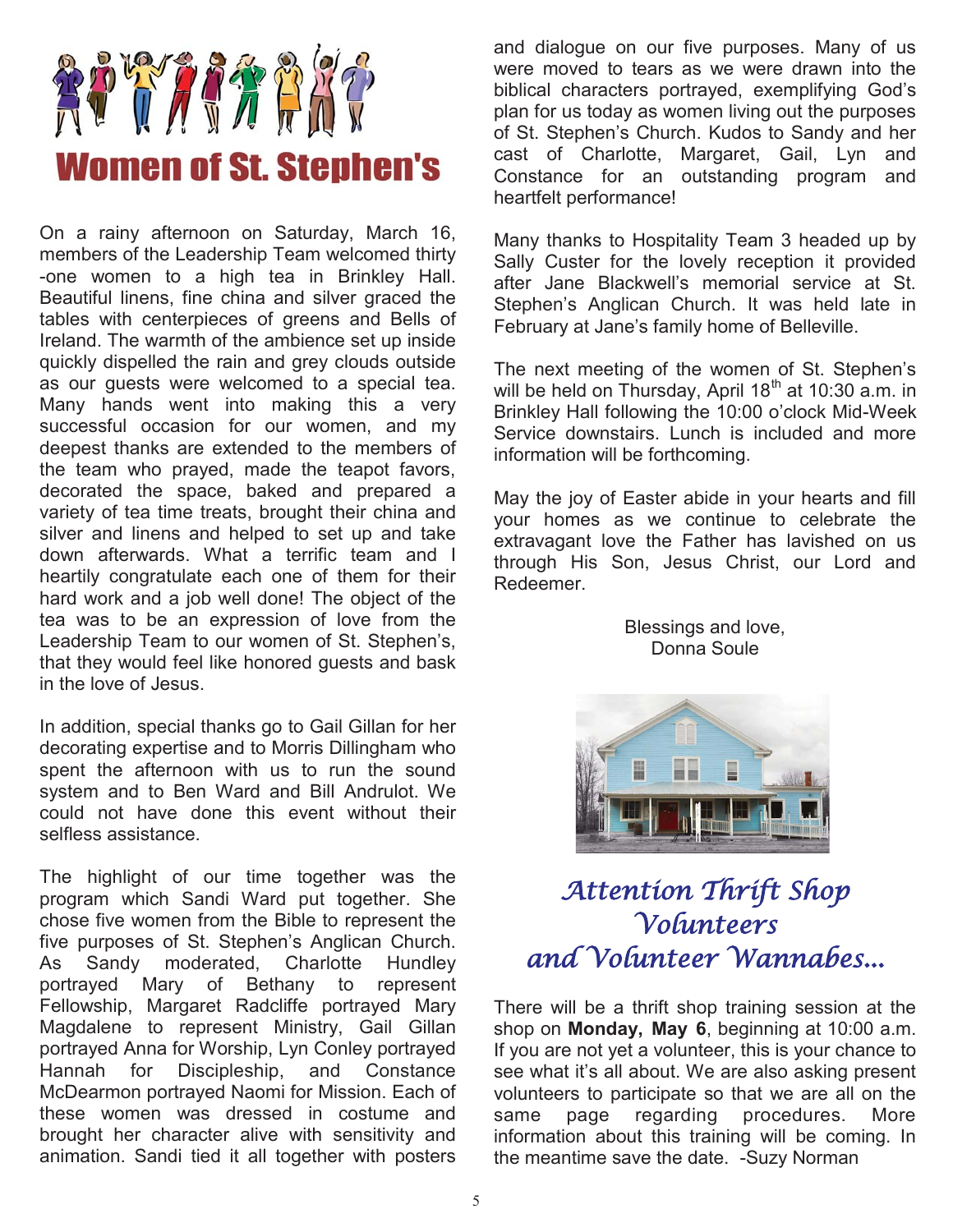# Women of St. Stephen's

On a rainy afternoon on Saturday, March 16, members of the Leadership Team welcomed thirty-one women to a high tea in Brinkley Hall. Beautiful linens, fine china and silver graced the tables with centerpieces of greens and Bells of Ireland. The warmth of the ambience set up inside quickly dispelled the rain and grey clouds outside as our guests were welcomed to a special tea. Many hands went into making this a very successful occasion for our women, and my deepest thanks are extended to the members of the team who prayed, made the teapot favors, decorated the space, baked and prepared a variety of tea time treats, brought their china and silver and linens and helped to set up and take down afterwards. What a terrific team and I heartily congratulate each one of them for their hard work and a job well done! The object of the tea was to be an expression of love from the Leadership Team to our women of St. Stephen's, that they would feel like honored guests and bask in the love of Jesus.

In addition, special thanks go to Gail Gillan for her decorating expertise and to Morris Dillingham who spent the afternoon with us to run the sound system and to Ben Ward and Bill Andrulot. We could not have done this event without their selfless assistance.

The highlight of our time together was the program which Sandi Ward put together. She chose five women from the Bible to represent the five purposes of St. Stephen's Anglican Church. As Sandy moderated, Charlotte Hundley portrayed Mary of Bethany to represent Fellowship, Margaret Radcliffe portrayed Mary Magdalene to represent Ministry, Gail Gillan portrayed Anna for Worship, Lyn Conley portrayed Hannah for Discipleship, and Constance McDearmon portrayed Naomi for Mission. Each of these women was dressed in costume and brought her character alive with sensitivity and animation. Sandi tied it all together with posters and dialogue on our five purposes. Many of us were moved to tears as we were drawn into the biblical characters portrayed, exemplifying God's plan for us today as women living out the purposes of St. Stephen's Church. Kudos to Sandy and her cast of Charlotte, Margaret, Gail, Lyn and Constance for an outstanding program and heartfelt performance!

Many thanks to Hospitality Team 3 headed up by Sally Custer for the lovely reception it provided after Jane Blackwell's memorial service at St. Stephen's Anglican Church. It was held late in February at Jane's family home of Belleville.

The next meeting of the women of St. Stephen's will be held on Thursday, April 18th at 10:30 a.m. in Brinkley Hall following the 10:00 o'clock Mid-Week Service downstairs. Lunch is included and more information will be forthcoming.

May the joy of Easter abide in your hearts and fill your homes as we continue to celebrate the extravagant love the Father has lavished on us through His Son, Jesus Christ, our Lord and Redeemer.

Blessings and love,
Donna Soule

## *Attention Thrift Shop Volunteers and Volunteer Wannabes...*

There will be a thrift shop training session at the shop on **Monday, May 6**, beginning at 10:00 a.m. If you are not yet a volunteer, this is your chance to see what it's all about. We are also asking present volunteers to participate so that we are all on the same page regarding procedures. More information about this training will be coming. In the meantime save the date. -Suzy Norman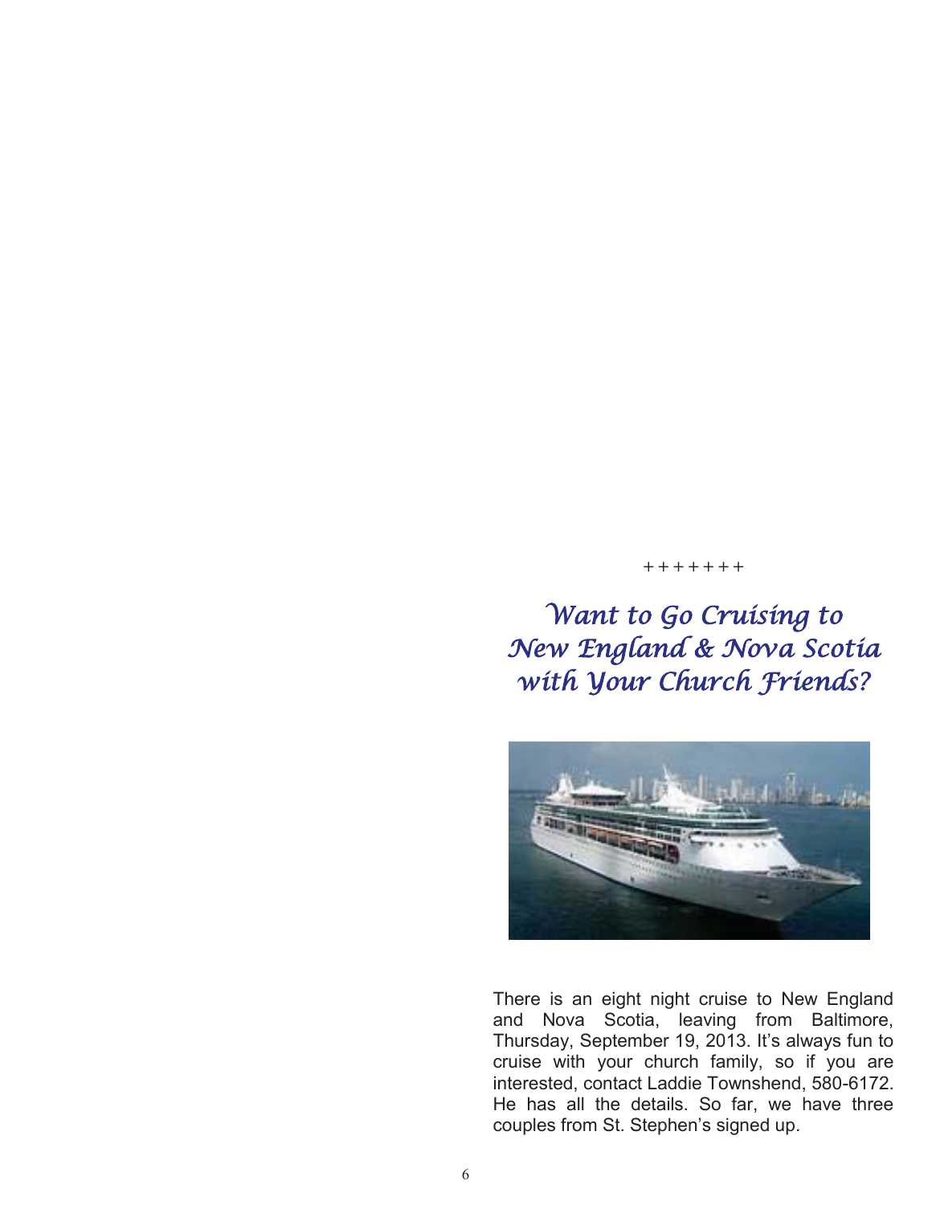+++++++

# *Want to Go Cruising to New England & Nova Scotia with Your Church Friends?*

There is an eight night cruise to New England and Nova Scotia, leaving from Baltimore, Thursday, September 19, 2013. It's always fun to cruise with your church family, so if you are interested, contact Laddie Townshend, 580-6172. He has all the details. So far, we have three couples from St. Stephen's signed up.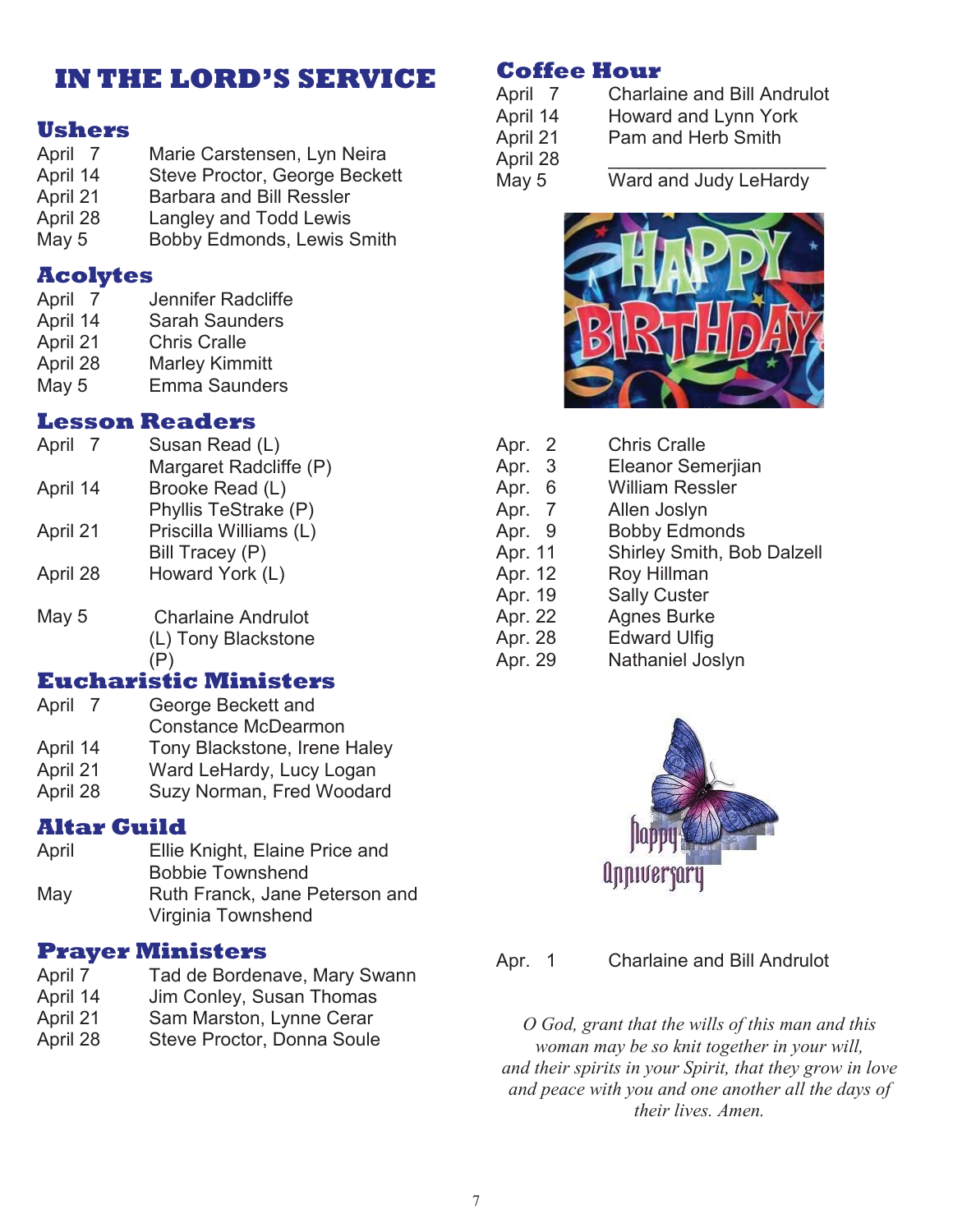# IN THE LORD'S SERVICE

## Ushers

| | |
|---|---|
| April 7 | Marie Carstensen, Lyn Neira |
| April 14 | Steve Proctor, George Beckett |
| April 21 | Barbara and Bill Ressler |
| April 28 | Langley and Todd Lewis |
| May 5 | Bobby Edmonds, Lewis Smith |

## Acolytes

| | |
|---|---|
| April 7 | Jennifer Radcliffe |
| April 14 | Sarah Saunders |
| April 21 | Chris Cralle |
| April 28 | Marley Kimmitt |
| May 5 | Emma Saunders |

## Lesson Readers

| | |
|---|---|
| April 7 | Susan Read (L) |
| | Margaret Radcliffe (P) |
| April 14 | Brooke Read (L) |
| | Phyllis TeStrake (P) |
| April 21 | Priscilla Williams (L) |
| | Bill Tracey (P) |
| April 28 | Howard York (L) |
| May 5 | Charlaine Andrulot (L) Tony Blackstone (P) |

## Eucharistic Ministers

| | |
|---|---|
| April 7 | George Beckett and Constance McDearmon |
| April 14 | Tony Blackstone, Irene Haley |
| April 21 | Ward LeHardy, Lucy Logan |
| April 28 | Suzy Norman, Fred Woodard |

## Altar Guild

| | |
|---|---|
| April | Ellie Knight, Elaine Price and Bobbie Townshend |
| May | Ruth Franck, Jane Peterson and Virginia Townshend |

## Prayer Ministers

| | |
|---|---|
| April 7 | Tad de Bordenave, Mary Swann |
| April 14 | Jim Conley, Susan Thomas |
| April 21 | Sam Marston, Lynne Cerar |
| April 28 | Steve Proctor, Donna Soule |

## Coffee Hour

| | |
|---|---|
| April 7 | Charlaine and Bill Andrulot |
| April 14 | Howard and Lynn York |
| April 21 | Pam and Herb Smith |
| April 28 | ____________________ |
| May 5 | Ward and Judy LeHardy |

HAPPY BIRTHDAY

| | |
|---|---|
| Apr. 2 | Chris Cralle |
| Apr. 3 | Eleanor Semerjian |
| Apr. 6 | William Ressler |
| Apr. 7 | Allen Joslyn |
| Apr. 9 | Bobby Edmonds |
| Apr. 11 | Shirley Smith, Bob Dalzell |
| Apr. 12 | Roy Hillman |
| Apr. 19 | Sally Custer |
| Apr. 22 | Agnes Burke |
| Apr. 28 | Edward Ulfig |
| Apr. 29 | Nathaniel Joslyn |

Happy Anniversary

| | |
|---|---|
| Apr. 1 | Charlaine and Bill Andrulot |

*O God, grant that the wills of this man and this woman may be so knit together in your will, and their spirits in your Spirit, that they grow in love and peace with you and one another all the days of their lives. Amen.*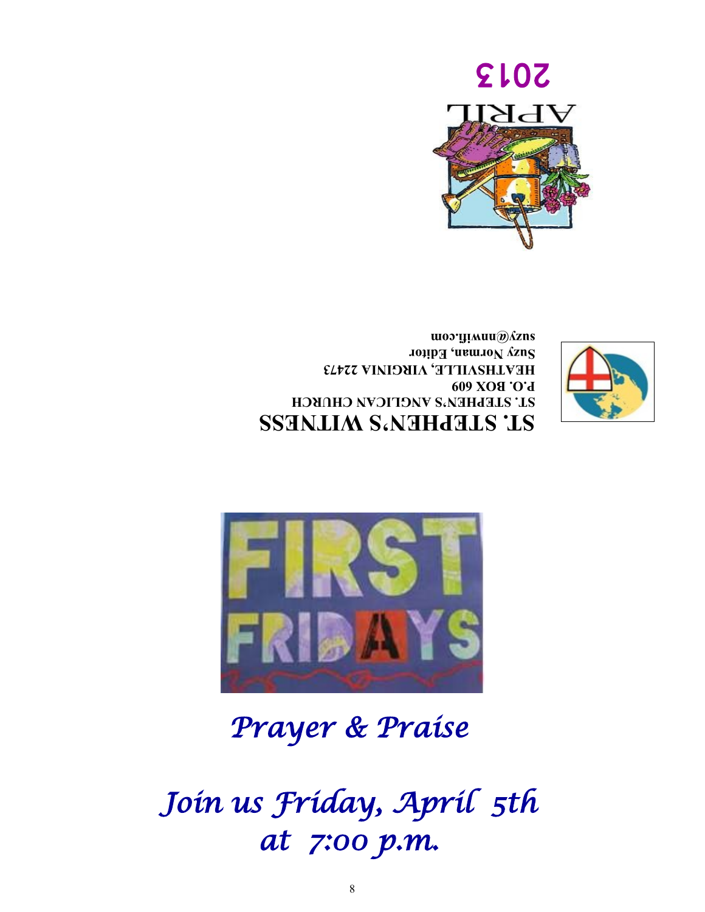APRIL

2013

# ST. STEPHEN'S WITNESS

**ST. STEPHEN'S ANGLICAN CHURCH**
**P.O. BOX 609**
**HEATHSVILLE, VIRGINIA 22473**
**Suzy Norman, Editor**
**suzy@nnwifi.com**

FIRST FRIDAYS

*Prayer & Praise*

*Join us Friday, April 5th at 7:00 p.m.*